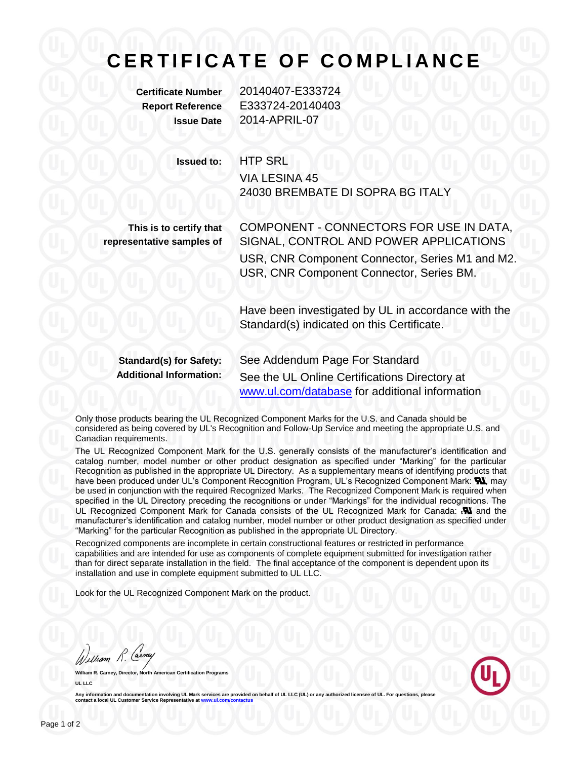# CERTIFICATE OF COMPLIANCE

**Certificate Number** 20140407-E333724
**Report Reference** E333724-20140403
**Issue Date** 2014-APRIL-07

**Issued to:** HTP SRL
VIA LESINA 45
24030 BREMBATE DI SOPRA BG ITALY

**This is to certify that representative samples of**

COMPONENT - CONNECTORS FOR USE IN DATA, SIGNAL, CONTROL AND POWER APPLICATIONS

USR, CNR Component Connector, Series M1 and M2.
USR, CNR Component Connector, Series BM.

Have been investigated by UL in accordance with the Standard(s) indicated on this Certificate.

**Standard(s) for Safety:** See Addendum Page For Standard
**Additional Information:** See the UL Online Certifications Directory at www.ul.com/database for additional information

Only those products bearing the UL Recognized Component Marks for the U.S. and Canada should be considered as being covered by UL's Recognition and Follow-Up Service and meeting the appropriate U.S. and Canadian requirements.

The UL Recognized Component Mark for the U.S. generally consists of the manufacturer's identification and catalog number, model number or other product designation as specified under "Marking" for the particular Recognition as published in the appropriate UL Directory. As a supplementary means of identifying products that have been produced under UL's Component Recognition Program, UL's Recognized Component Mark: ЯU, may be used in conjunction with the required Recognized Marks. The Recognized Component Mark is required when specified in the UL Directory preceding the recognitions or under "Markings" for the individual recognitions. The UL Recognized Component Mark for Canada consists of the UL Recognized Mark for Canada: cЯU and the manufacturer's identification and catalog number, model number or other product designation as specified under "Marking" for the particular Recognition as published in the appropriate UL Directory.

Recognized components are incomplete in certain constructional features or restricted in performance capabilities and are intended for use as components of complete equipment submitted for investigation rather than for direct separate installation in the field. The final acceptance of the component is dependent upon its installation and use in complete equipment submitted to UL LLC.

Look for the UL Recognized Component Mark on the product.

William R. Carney

**William R. Carney, Director, North American Certification Programs**

**UL LLC**

**Any information and documentation involving UL Mark services are provided on behalf of UL LLC (UL) or any authorized licensee of UL. For questions, please contact a local UL Customer Service Representative at www.ul.com/contactus**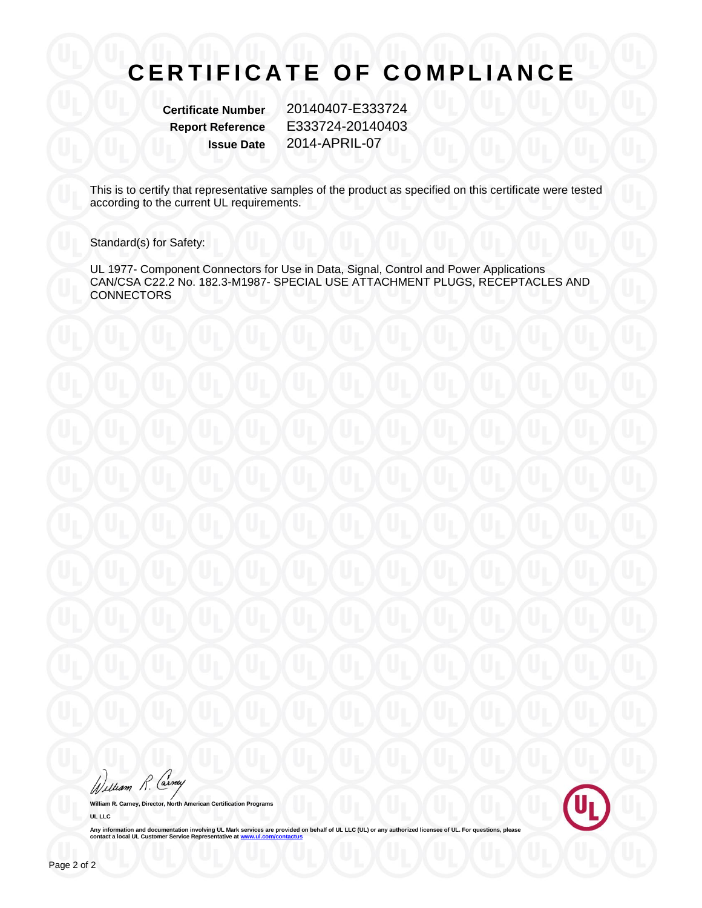# CERTIFICATE OF COMPLIANCE

**Certificate Number** 20140407-E333724
**Report Reference** E333724-20140403
**Issue Date** 2014-APRIL-07

This is to certify that representative samples of the product as specified on this certificate were tested according to the current UL requirements.

Standard(s) for Safety:

UL 1977- Component Connectors for Use in Data, Signal, Control and Power Applications
CAN/CSA C22.2 No. 182.3-M1987- SPECIAL USE ATTACHMENT PLUGS, RECEPTACLES AND CONNECTORS

William R. Carney

**William R. Carney, Director, North American Certification Programs**

**UL LLC**

**Any information and documentation involving UL Mark services are provided on behalf of UL LLC (UL) or any authorized licensee of UL. For questions, please contact a local UL Customer Service Representative at www.ul.com/contactus**